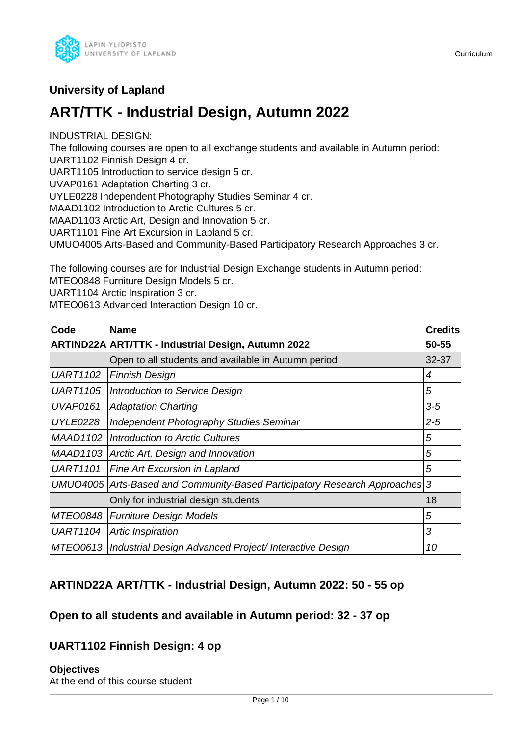### University of Lapland

# ART/TTK - Industrial Design, Autumn 2022

INDUSTRIAL DESIGN:
The following courses are open to all exchange students and available in Autumn period:
UART1102 Finnish Design 4 cr.
UART1105 Introduction to service design 5 cr.
UVAP0161 Adaptation Charting 3 cr.
UYLE0228 Independent Photography Studies Seminar 4 cr.
MAAD1102 Introduction to Arctic Cultures 5 cr.
MAAD1103 Arctic Art, Design and Innovation 5 cr.
UART1101 Fine Art Excursion in Lapland 5 cr.
UMUO4005 Arts-Based and Community-Based Participatory Research Approaches 3 cr.

The following courses are for Industrial Design Exchange students in Autumn period:
MTEO0848 Furniture Design Models 5 cr.
UART1104 Arctic Inspiration 3 cr.
MTEO0613 Advanced Interaction Design 10 cr.

| Code | Name | Credits |
|---|---|---|
| **ARTIND22A** | **ART/TTK - Industrial Design, Autumn 2022** | **50-55** |
| | Open to all students and available in Autumn period | 32-37 |
| *UART1102* | *Finnish Design* | *4* |
| *UART1105* | *Introduction to Service Design* | *5* |
| *UVAP0161* | *Adaptation Charting* | *3-5* |
| *UYLE0228* | *Independent Photography Studies Seminar* | *2-5* |
| *MAAD1102* | *Introduction to Arctic Cultures* | *5* |
| *MAAD1103* | *Arctic Art, Design and Innovation* | *5* |
| *UART1101* | *Fine Art Excursion in Lapland* | *5* |
| *UMUO4005* | *Arts-Based and Community-Based Participatory Research Approaches* | *3* |
| | Only for industrial design students | 18 |
| *MTEO0848* | *Furniture Design Models* | *5* |
| *UART1104* | *Artic Inspiration* | *3* |
| *MTEO0613* | *Industrial Design Advanced Project/ Interactive Design* | *10* |

## ARTIND22A ART/TTK - Industrial Design, Autumn 2022: 50 - 55 op

## Open to all students and available in Autumn period: 32 - 37 op

## UART1102 Finnish Design: 4 op

**Objectives**
At the end of this course student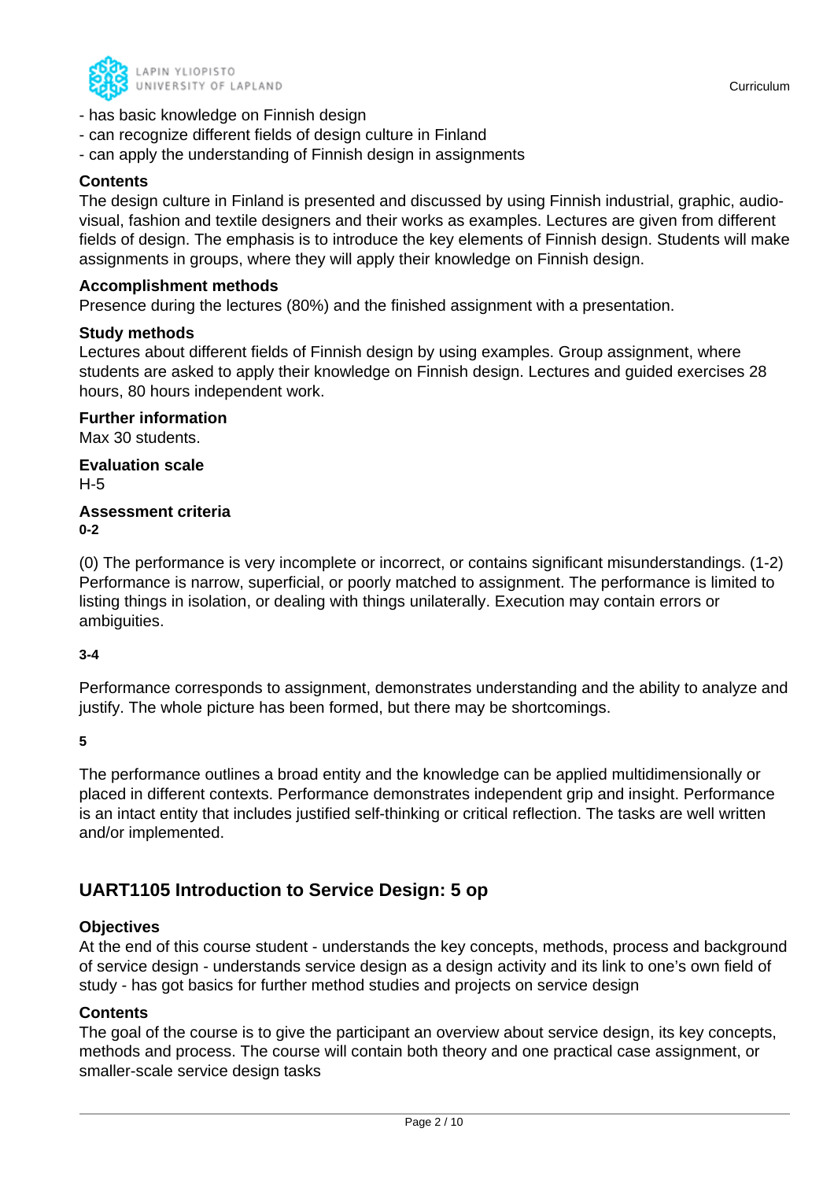- has basic knowledge on Finnish design
- can recognize different fields of design culture in Finland
- can apply the understanding of Finnish design in assignments

### Contents

The design culture in Finland is presented and discussed by using Finnish industrial, graphic, audio-visual, fashion and textile designers and their works as examples. Lectures are given from different fields of design. The emphasis is to introduce the key elements of Finnish design. Students will make assignments in groups, where they will apply their knowledge on Finnish design.

### Accomplishment methods

Presence during the lectures (80%) and the finished assignment with a presentation.

### Study methods

Lectures about different fields of Finnish design by using examples. Group assignment, where students are asked to apply their knowledge on Finnish design. Lectures and guided exercises 28 hours, 80 hours independent work.

### Further information

Max 30 students.

### Evaluation scale

H-5

### Assessment criteria

**0-2**

(0) The performance is very incomplete or incorrect, or contains significant misunderstandings. (1-2) Performance is narrow, superficial, or poorly matched to assignment. The performance is limited to listing things in isolation, or dealing with things unilaterally. Execution may contain errors or ambiguities.

**3-4**

Performance corresponds to assignment, demonstrates understanding and the ability to analyze and justify. The whole picture has been formed, but there may be shortcomings.

**5**

The performance outlines a broad entity and the knowledge can be applied multidimensionally or placed in different contexts. Performance demonstrates independent grip and insight. Performance is an intact entity that includes justified self-thinking or critical reflection. The tasks are well written and/or implemented.

## UART1105 Introduction to Service Design: 5 op

### Objectives

At the end of this course student - understands the key concepts, methods, process and background of service design - understands service design as a design activity and its link to one's own field of study - has got basics for further method studies and projects on service design

### Contents

The goal of the course is to give the participant an overview about service design, its key concepts, methods and process. The course will contain both theory and one practical case assignment, or smaller-scale service design tasks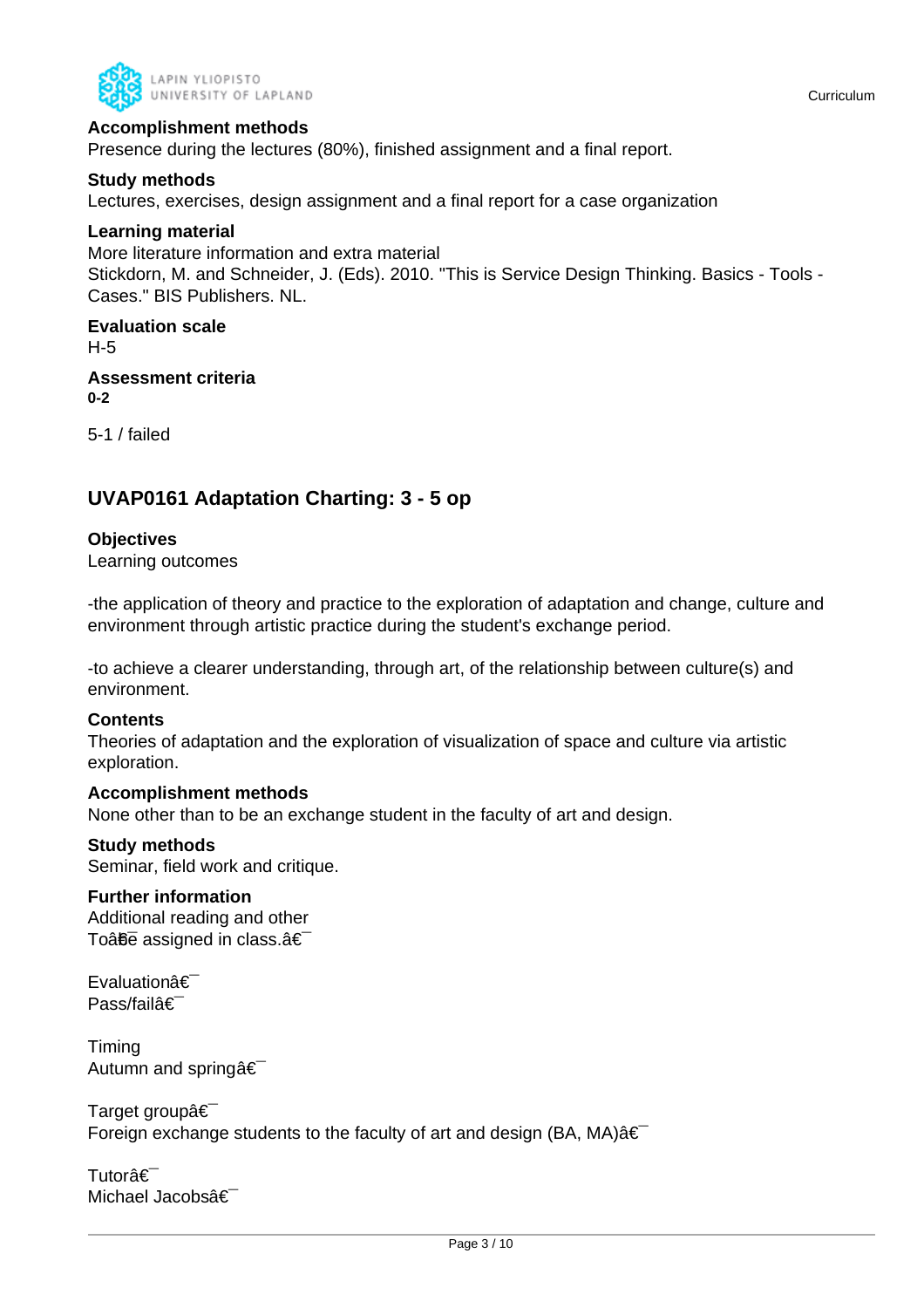**Accomplishment methods**
Presence during the lectures (80%), finished assignment and a final report.

**Study methods**
Lectures, exercises, design assignment and a final report for a case organization

**Learning material**
More literature information and extra material
Stickdorn, M. and Schneider, J. (Eds). 2010. "This is Service Design Thinking. Basics - Tools - Cases." BIS Publishers. NL.

**Evaluation scale**
H-5

**Assessment criteria**
**0-2**

5-1 / failed

## UVAP0161 Adaptation Charting: 3 - 5 op

**Objectives**
Learning outcomes

-the application of theory and practice to the exploration of adaptation and change, culture and environment through artistic practice during the student's exchange period.

-to achieve a clearer understanding, through art, of the relationship between culture(s) and environment.

**Contents**
Theories of adaptation and the exploration of visualization of space and culture via artistic exploration.

**Accomplishment methods**
None other than to be an exchange student in the faculty of art and design.

**Study methods**
Seminar, field work and critique.

**Further information**
Additional reading and other
Toâ€¯be assigned in class.â€¯

Evaluationâ€¯
Pass/failâ€¯

Timing
Autumn and springâ€¯

Target groupâ€¯
Foreign exchange students to the faculty of art and design (BA, MA)â€¯

Tutorâ€¯
Michael Jacobsâ€¯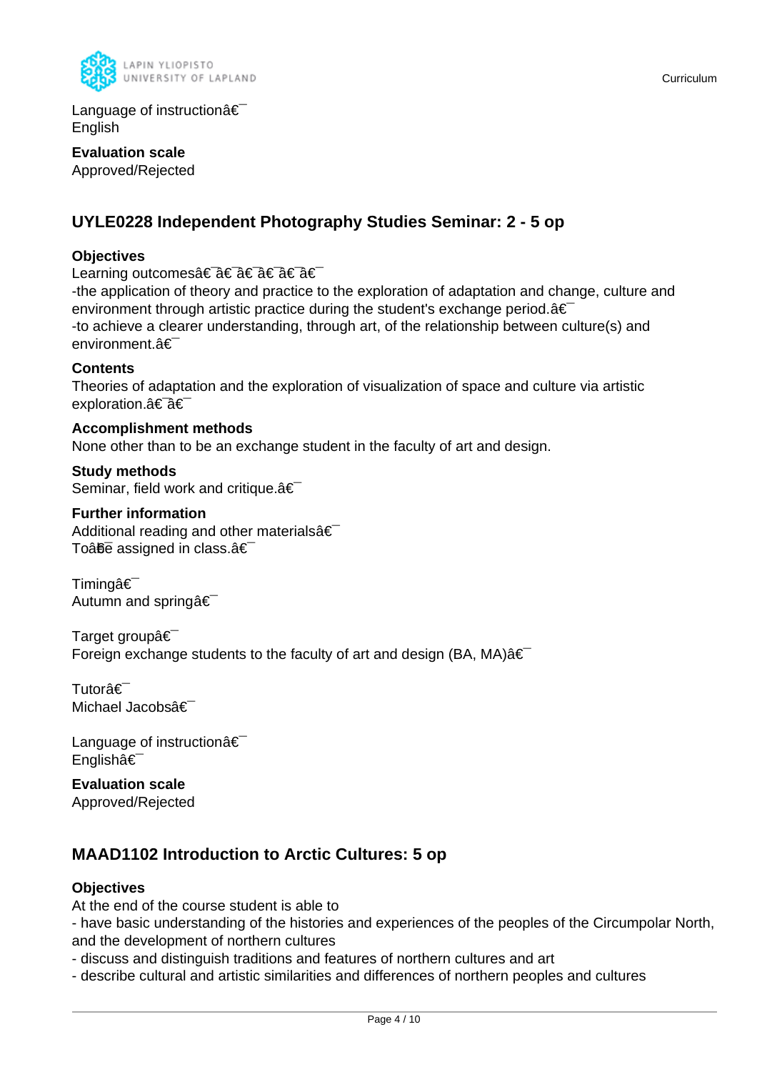Language of instructionâ€¯
English

**Evaluation scale**
Approved/Rejected

## UYLE0228 Independent Photography Studies Seminar: 2 - 5 op

**Objectives**
Learning outcomesâ€¯â€¯â€¯â€¯â€¯â€¯
-the application of theory and practice to the exploration of adaptation and change, culture and environment through artistic practice during the student's exchange period.â€¯
-to achieve a clearer understanding, through art, of the relationship between culture(s) and environment.â€¯

**Contents**
Theories of adaptation and the exploration of visualization of space and culture via artistic exploration.â€¯â€¯

**Accomplishment methods**
None other than to be an exchange student in the faculty of art and design.

**Study methods**
Seminar, field work and critique.â€¯

**Further information**
Additional reading and other materialsâ€¯
Toâ€¯be assigned in class.â€¯

Timingâ€¯
Autumn and springâ€¯

Target groupâ€¯
Foreign exchange students to the faculty of art and design (BA, MA)â€¯

Tutorâ€¯
Michael Jacobsâ€¯

Language of instructionâ€¯
Englishâ€¯

**Evaluation scale**
Approved/Rejected

## MAAD1102 Introduction to Arctic Cultures: 5 op

**Objectives**
At the end of the course student is able to
- have basic understanding of the histories and experiences of the peoples of the Circumpolar North, and the development of northern cultures
- discuss and distinguish traditions and features of northern cultures and art
- describe cultural and artistic similarities and differences of northern peoples and cultures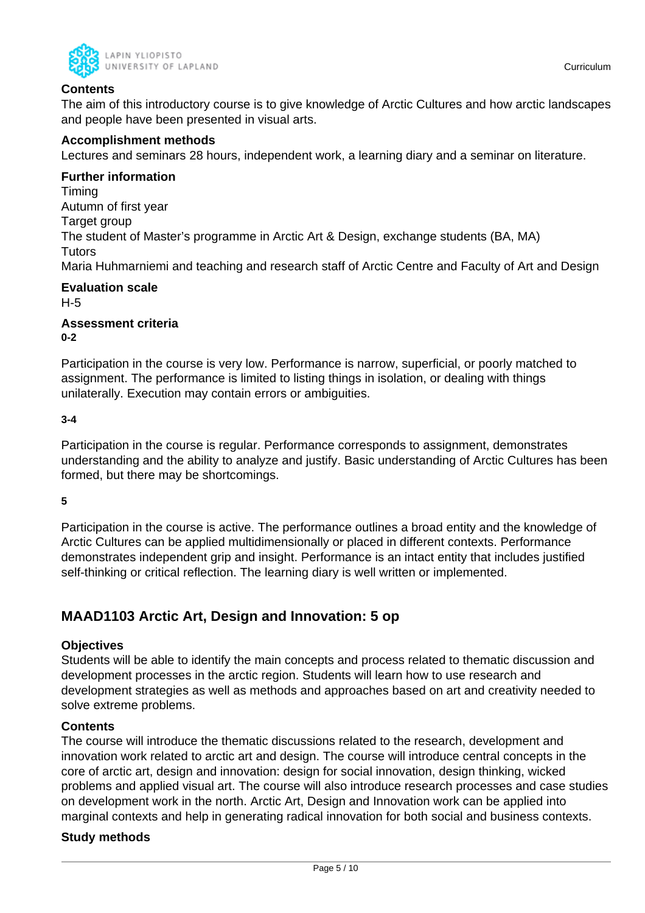### Contents

The aim of this introductory course is to give knowledge of Arctic Cultures and how arctic landscapes and people have been presented in visual arts.

### Accomplishment methods

Lectures and seminars 28 hours, independent work, a learning diary and a seminar on literature.

### Further information

Timing
Autumn of first year
Target group
The student of Master's programme in Arctic Art & Design, exchange students (BA, MA)
Tutors
Maria Huhmarniemi and teaching and research staff of Arctic Centre and Faculty of Art and Design

### Evaluation scale

H-5

### Assessment criteria

**0-2**

Participation in the course is very low. Performance is narrow, superficial, or poorly matched to assignment. The performance is limited to listing things in isolation, or dealing with things unilaterally. Execution may contain errors or ambiguities.

**3-4**

Participation in the course is regular. Performance corresponds to assignment, demonstrates understanding and the ability to analyze and justify. Basic understanding of Arctic Cultures has been formed, but there may be shortcomings.

**5**

Participation in the course is active. The performance outlines a broad entity and the knowledge of Arctic Cultures can be applied multidimensionally or placed in different contexts. Performance demonstrates independent grip and insight. Performance is an intact entity that includes justified self-thinking or critical reflection. The learning diary is well written or implemented.

## MAAD1103 Arctic Art, Design and Innovation: 5 op

### Objectives

Students will be able to identify the main concepts and process related to thematic discussion and development processes in the arctic region. Students will learn how to use research and development strategies as well as methods and approaches based on art and creativity needed to solve extreme problems.

### Contents

The course will introduce the thematic discussions related to the research, development and innovation work related to arctic art and design. The course will introduce central concepts in the core of arctic art, design and innovation: design for social innovation, design thinking, wicked problems and applied visual art. The course will also introduce research processes and case studies on development work in the north. Arctic Art, Design and Innovation work can be applied into marginal contexts and help in generating radical innovation for both social and business contexts.

### Study methods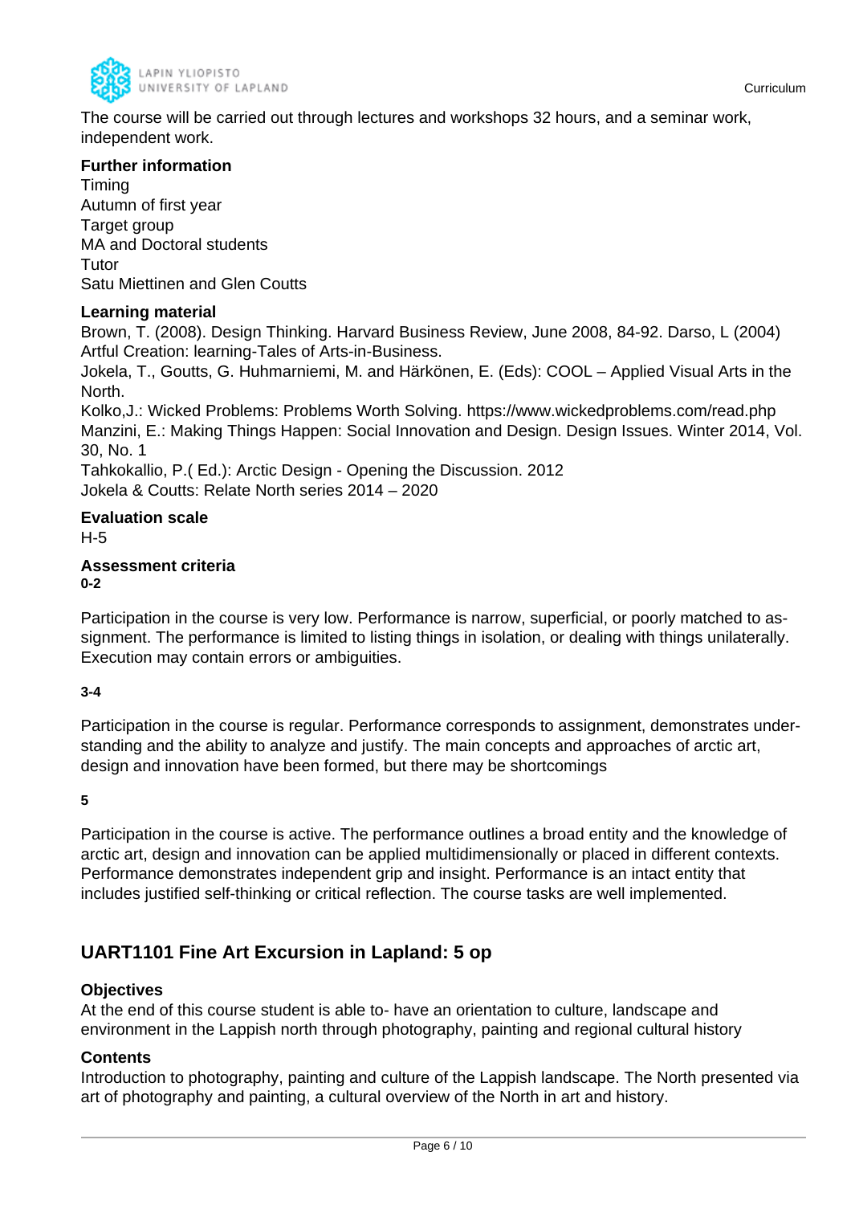The course will be carried out through lectures and workshops 32 hours, and a seminar work, independent work.

**Further information**

Timing
Autumn of first year
Target group
MA and Doctoral students
Tutor
Satu Miettinen and Glen Coutts

**Learning material**

Brown, T. (2008). Design Thinking. Harvard Business Review, June 2008, 84-92. Darso, L (2004) Artful Creation: learning-Tales of Arts-in-Business.
Jokela, T., Goutts, G. Huhmarniemi, M. and Härkönen, E. (Eds): COOL – Applied Visual Arts in the North.
Kolko,J.: Wicked Problems: Problems Worth Solving. https://www.wickedproblems.com/read.php
Manzini, E.: Making Things Happen: Social Innovation and Design. Design Issues. Winter 2014, Vol. 30, No. 1
Tahkokallio, P.( Ed.): Arctic Design - Opening the Discussion. 2012
Jokela & Coutts: Relate North series 2014 – 2020

**Evaluation scale**

H-5

**Assessment criteria**

**0-2**

Participation in the course is very low. Performance is narrow, superficial, or poorly matched to assignment. The performance is limited to listing things in isolation, or dealing with things unilaterally. Execution may contain errors or ambiguities.

**3-4**

Participation in the course is regular. Performance corresponds to assignment, demonstrates understanding and the ability to analyze and justify. The main concepts and approaches of arctic art, design and innovation have been formed, but there may be shortcomings

**5**

Participation in the course is active. The performance outlines a broad entity and the knowledge of arctic art, design and innovation can be applied multidimensionally or placed in different contexts. Performance demonstrates independent grip and insight. Performance is an intact entity that includes justified self-thinking or critical reflection. The course tasks are well implemented.

## UART1101 Fine Art Excursion in Lapland: 5 op

**Objectives**

At the end of this course student is able to- have an orientation to culture, landscape and environment in the Lappish north through photography, painting and regional cultural history

**Contents**

Introduction to photography, painting and culture of the Lappish landscape. The North presented via art of photography and painting, a cultural overview of the North in art and history.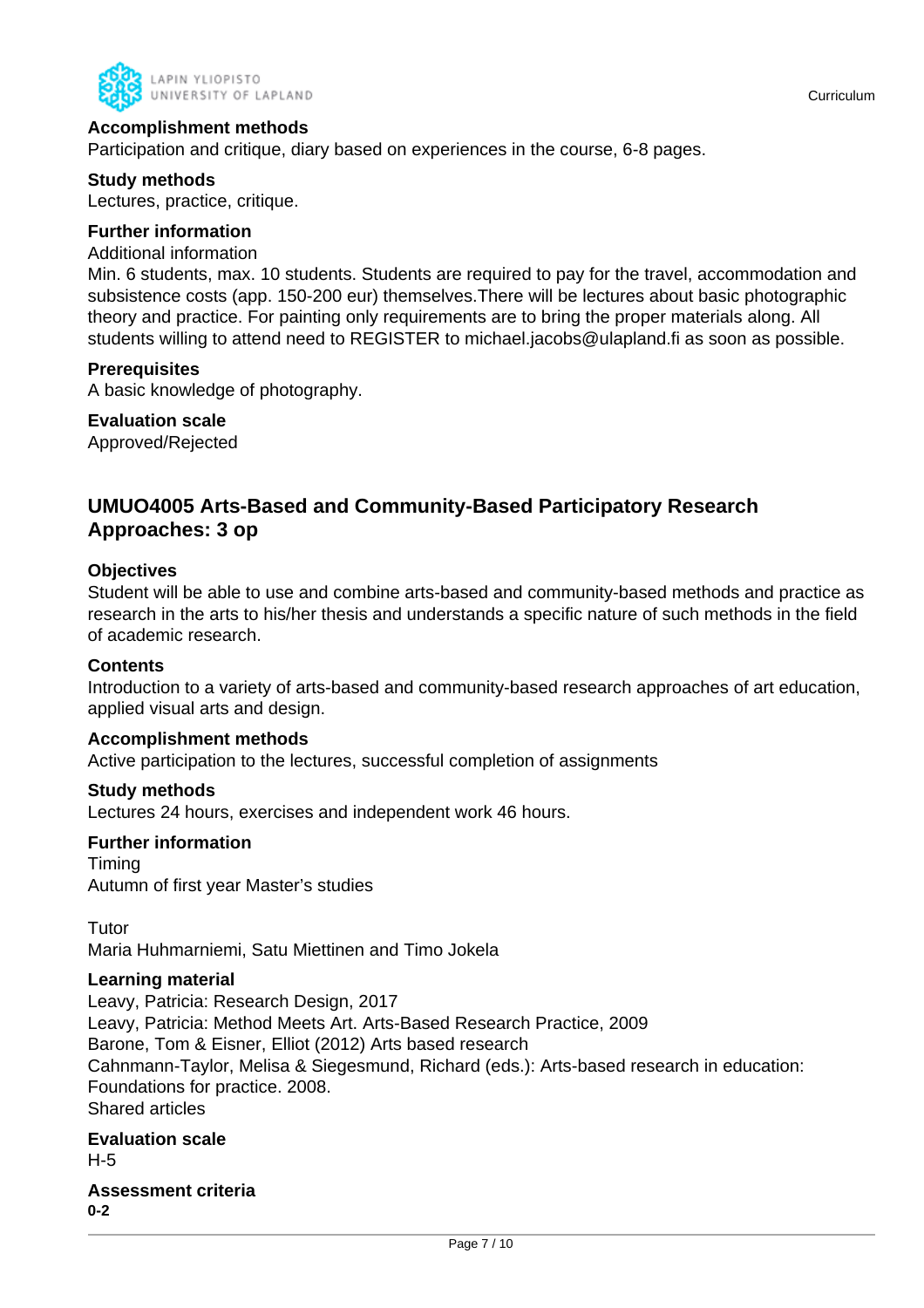### Accomplishment methods

Participation and critique, diary based on experiences in the course, 6-8 pages.

### Study methods

Lectures, practice, critique.

### Further information

Additional information

Min. 6 students, max. 10 students. Students are required to pay for the travel, accommodation and subsistence costs (app. 150-200 eur) themselves.There will be lectures about basic photographic theory and practice. For painting only requirements are to bring the proper materials along. All students willing to attend need to REGISTER to michael.jacobs@ulapland.fi as soon as possible.

### Prerequisites

A basic knowledge of photography.

### Evaluation scale

Approved/Rejected

## UMUO4005 Arts-Based and Community-Based Participatory Research Approaches: 3 op

### Objectives

Student will be able to use and combine arts-based and community-based methods and practice as research in the arts to his/her thesis and understands a specific nature of such methods in the field of academic research.

### Contents

Introduction to a variety of arts-based and community-based research approaches of art education, applied visual arts and design.

### Accomplishment methods

Active participation to the lectures, successful completion of assignments

### Study methods

Lectures 24 hours, exercises and independent work 46 hours.

### Further information

Timing

Autumn of first year Master's studies

Tutor

Maria Huhmarniemi, Satu Miettinen and Timo Jokela

### Learning material

Leavy, Patricia: Research Design, 2017

Leavy, Patricia: Method Meets Art. Arts-Based Research Practice, 2009

Barone, Tom & Eisner, Elliot (2012) Arts based research

Cahnmann-Taylor, Melisa & Siegesmund, Richard (eds.): Arts-based research in education: Foundations for practice. 2008.

Shared articles

### Evaluation scale

H-5

### Assessment criteria

**0-2**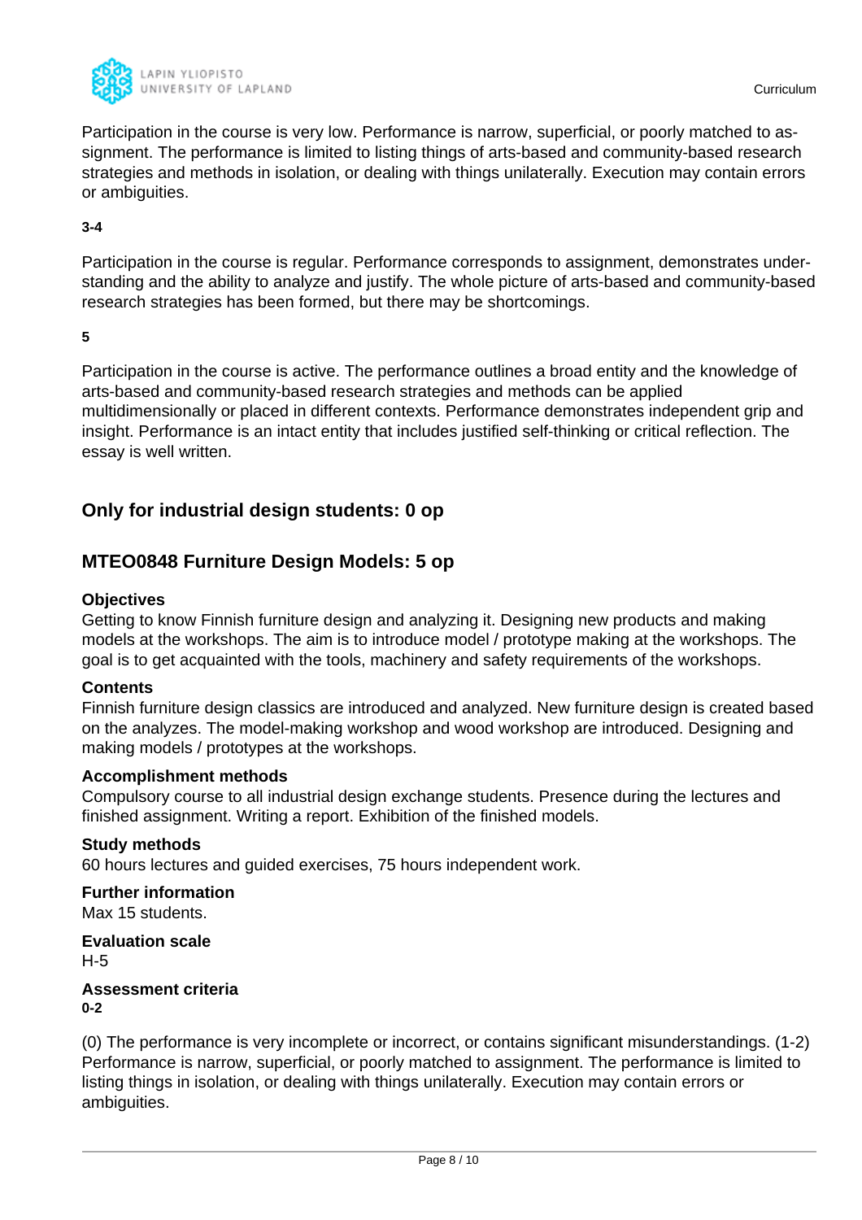Participation in the course is very low. Performance is narrow, superficial, or poorly matched to assignment. The performance is limited to listing things of arts-based and community-based research strategies and methods in isolation, or dealing with things unilaterally. Execution may contain errors or ambiguities.

**3-4**

Participation in the course is regular. Performance corresponds to assignment, demonstrates understanding and the ability to analyze and justify. The whole picture of arts-based and community-based research strategies has been formed, but there may be shortcomings.

**5**

Participation in the course is active. The performance outlines a broad entity and the knowledge of arts-based and community-based research strategies and methods can be applied multidimensionally or placed in different contexts. Performance demonstrates independent grip and insight. Performance is an intact entity that includes justified self-thinking or critical reflection. The essay is well written.

## Only for industrial design students: 0 op

## MTEO0848 Furniture Design Models: 5 op

**Objectives**
Getting to know Finnish furniture design and analyzing it. Designing new products and making models at the workshops. The aim is to introduce model / prototype making at the workshops. The goal is to get acquainted with the tools, machinery and safety requirements of the workshops.

**Contents**
Finnish furniture design classics are introduced and analyzed. New furniture design is created based on the analyzes. The model-making workshop and wood workshop are introduced. Designing and making models / prototypes at the workshops.

**Accomplishment methods**
Compulsory course to all industrial design exchange students. Presence during the lectures and finished assignment. Writing a report. Exhibition of the finished models.

**Study methods**
60 hours lectures and guided exercises, 75 hours independent work.

**Further information**
Max 15 students.

**Evaluation scale**
H-5

**Assessment criteria**
**0-2**

(0) The performance is very incomplete or incorrect, or contains significant misunderstandings. (1-2) Performance is narrow, superficial, or poorly matched to assignment. The performance is limited to listing things in isolation, or dealing with things unilaterally. Execution may contain errors or ambiguities.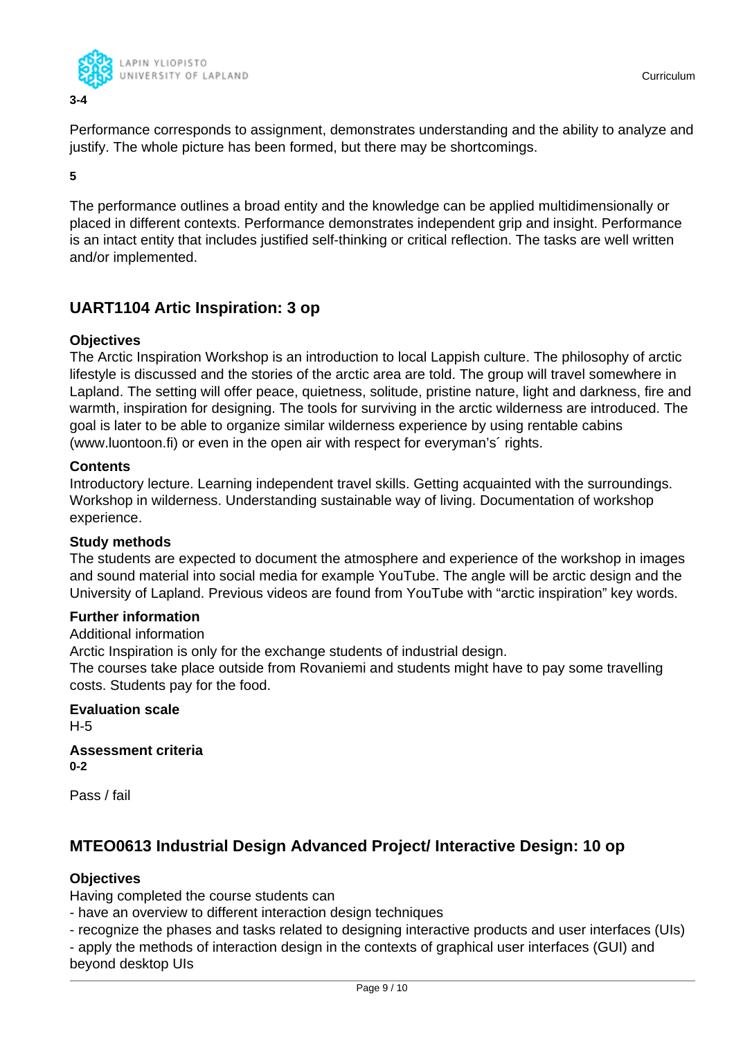**3-4**

Performance corresponds to assignment, demonstrates understanding and the ability to analyze and justify. The whole picture has been formed, but there may be shortcomings.

**5**

The performance outlines a broad entity and the knowledge can be applied multidimensionally or placed in different contexts. Performance demonstrates independent grip and insight. Performance is an intact entity that includes justified self-thinking or critical reflection. The tasks are well written and/or implemented.

## UART1104 Artic Inspiration: 3 op

**Objectives**

The Arctic Inspiration Workshop is an introduction to local Lappish culture. The philosophy of arctic lifestyle is discussed and the stories of the arctic area are told. The group will travel somewhere in Lapland. The setting will offer peace, quietness, solitude, pristine nature, light and darkness, fire and warmth, inspiration for designing. The tools for surviving in the arctic wilderness are introduced. The goal is later to be able to organize similar wilderness experience by using rentable cabins (www.luontoon.fi) or even in the open air with respect for everyman's´ rights.

**Contents**

Introductory lecture. Learning independent travel skills. Getting acquainted with the surroundings. Workshop in wilderness. Understanding sustainable way of living. Documentation of workshop experience.

**Study methods**

The students are expected to document the atmosphere and experience of the workshop in images and sound material into social media for example YouTube. The angle will be arctic design and the University of Lapland. Previous videos are found from YouTube with "arctic inspiration" key words.

**Further information**

Additional information
Arctic Inspiration is only for the exchange students of industrial design.
The courses take place outside from Rovaniemi and students might have to pay some travelling costs. Students pay for the food.

**Evaluation scale**

H-5

**Assessment criteria**

**0-2**

Pass / fail

## MTEO0613 Industrial Design Advanced Project/ Interactive Design: 10 op

**Objectives**

Having completed the course students can
- have an overview to different interaction design techniques
- recognize the phases and tasks related to designing interactive products and user interfaces (UIs)
- apply the methods of interaction design in the contexts of graphical user interfaces (GUI) and beyond desktop UIs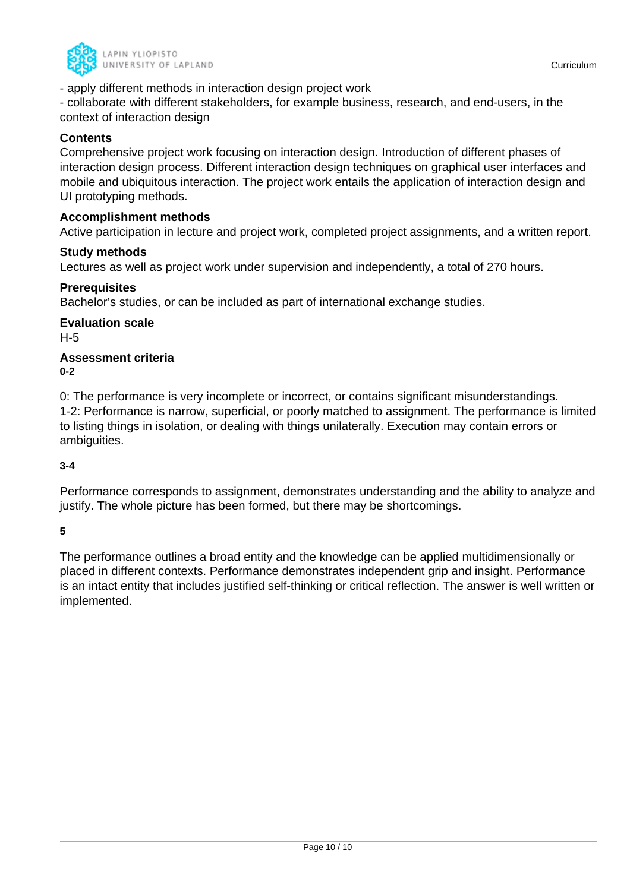- apply different methods in interaction design project work
- collaborate with different stakeholders, for example business, research, and end-users, in the context of interaction design

**Contents**

Comprehensive project work focusing on interaction design. Introduction of different phases of interaction design process. Different interaction design techniques on graphical user interfaces and mobile and ubiquitous interaction. The project work entails the application of interaction design and UI prototyping methods.

**Accomplishment methods**

Active participation in lecture and project work, completed project assignments, and a written report.

**Study methods**

Lectures as well as project work under supervision and independently, a total of 270 hours.

**Prerequisites**

Bachelor's studies, or can be included as part of international exchange studies.

**Evaluation scale**

H-5

**Assessment criteria**

**0-2**

0: The performance is very incomplete or incorrect, or contains significant misunderstandings.
1-2: Performance is narrow, superficial, or poorly matched to assignment. The performance is limited to listing things in isolation, or dealing with things unilaterally. Execution may contain errors or ambiguities.

**3-4**

Performance corresponds to assignment, demonstrates understanding and the ability to analyze and justify. The whole picture has been formed, but there may be shortcomings.

**5**

The performance outlines a broad entity and the knowledge can be applied multidimensionally or placed in different contexts. Performance demonstrates independent grip and insight. Performance is an intact entity that includes justified self-thinking or critical reflection. The answer is well written or implemented.